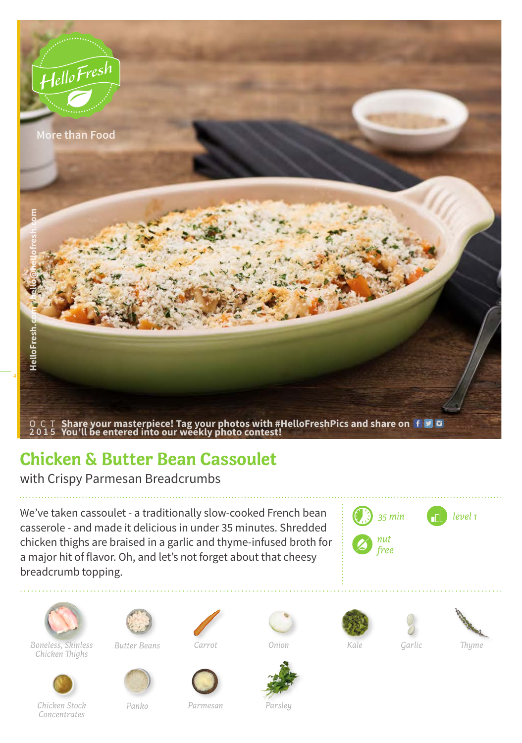HelloFresh

More than Food

OCT 2015 Share your masterpiece! Tag your photos with #HelloFreshPics and share on
You'll be entered into our weekly photo contest!

# Chicken & Butter Bean Cassoulet

with Crispy Parmesan Breadcrumbs

We've taken cassoulet - a traditionally slow-cooked French bean casserole - and made it delicious in under 35 minutes. Shredded chicken thighs are braised in a garlic and thyme-infused broth for a major hit of flavor. Oh, and let's not forget about that cheesy breadcrumb topping.

35 min

level 1

nut free

*Boneless, Skinless Chicken Thighs*

*Butter Beans*

*Carrot*

*Onion*

*Kale*

*Garlic*

*Thyme*

*Chicken Stock Concentrates*

*Panko*

*Parmesan*

*Parsley*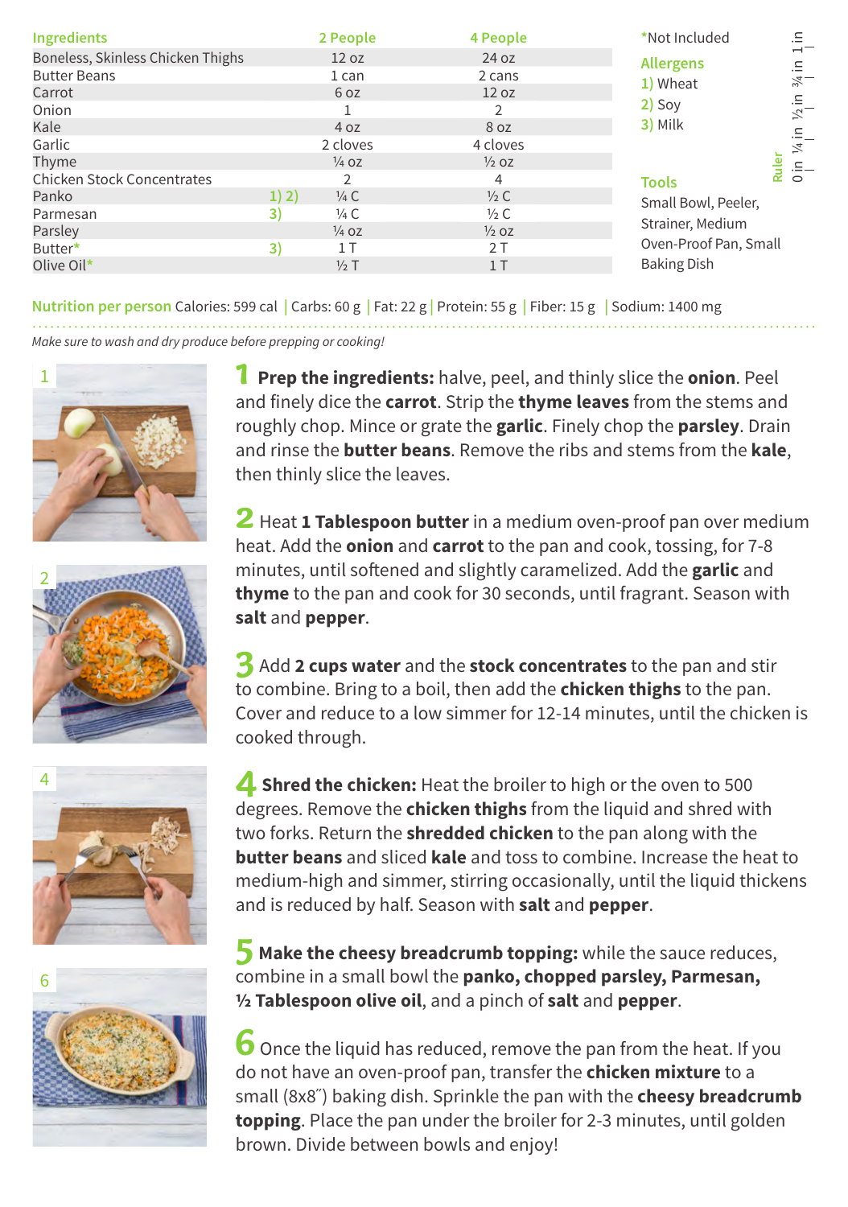| Ingredients | | 2 People | 4 People |
|---|---|---|---|
| Boneless, Skinless Chicken Thighs | | 12 oz | 24 oz |
| Butter Beans | | 1 can | 2 cans |
| Carrot | | 6 oz | 12 oz |
| Onion | | 1 | 2 |
| Kale | | 4 oz | 8 oz |
| Garlic | | 2 cloves | 4 cloves |
| Thyme | | ¼ oz | ½ oz |
| Chicken Stock Concentrates | | 2 | 4 |
| Panko | 1) 2) | ¼ C | ½ C |
| Parmesan | 3) | ¼ C | ½ C |
| Parsley | | ¼ oz | ½ oz |
| Butter* | 3) | 1 T | 2 T |
| Olive Oil* | | ½ T | 1 T |

*Not Included

**Allergens**
1) Wheat
2) Soy
3) Milk

**Tools**
Small Bowl, Peeler, Strainer, Medium Oven-Proof Pan, Small Baking Dish

Ruler: 0 in | ¼ in | ½ in | ¾ in | 1 in

**Nutrition per person** Calories: 599 cal | Carbs: 60 g | Fat: 22 g | Protein: 55 g | Fiber: 15 g | Sodium: 1400 mg

*Make sure to wash and dry produce before prepping or cooking!*

1 **Prep the ingredients:** halve, peel, and thinly slice the **onion**. Peel and finely dice the **carrot**. Strip the **thyme leaves** from the stems and roughly chop. Mince or grate the **garlic**. Finely chop the **parsley**. Drain and rinse the **butter beans**. Remove the ribs and stems from the **kale**, then thinly slice the leaves.

2 Heat **1 Tablespoon butter** in a medium oven-proof pan over medium heat. Add the **onion** and **carrot** to the pan and cook, tossing, for 7-8 minutes, until softened and slightly caramelized. Add the **garlic** and **thyme** to the pan and cook for 30 seconds, until fragrant. Season with **salt** and **pepper**.

3 Add **2 cups water** and the **stock concentrates** to the pan and stir to combine. Bring to a boil, then add the **chicken thighs** to the pan. Cover and reduce to a low simmer for 12-14 minutes, until the chicken is cooked through.

4 **Shred the chicken:** Heat the broiler to high or the oven to 500 degrees. Remove the **chicken thighs** from the liquid and shred with two forks. Return the **shredded chicken** to the pan along with the **butter beans** and sliced **kale** and toss to combine. Increase the heat to medium-high and simmer, stirring occasionally, until the liquid thickens and is reduced by half. Season with **salt** and **pepper**.

5 **Make the cheesy breadcrumb topping:** while the sauce reduces, combine in a small bowl the **panko, chopped parsley, Parmesan, ½ Tablespoon olive oil**, and a pinch of **salt** and **pepper**.

6 Once the liquid has reduced, remove the pan from the heat. If you do not have an oven-proof pan, transfer the **chicken mixture** to a small (8x8″) baking dish. Sprinkle the pan with the **cheesy breadcrumb topping**. Place the pan under the broiler for 2-3 minutes, until golden brown. Divide between bowls and enjoy!